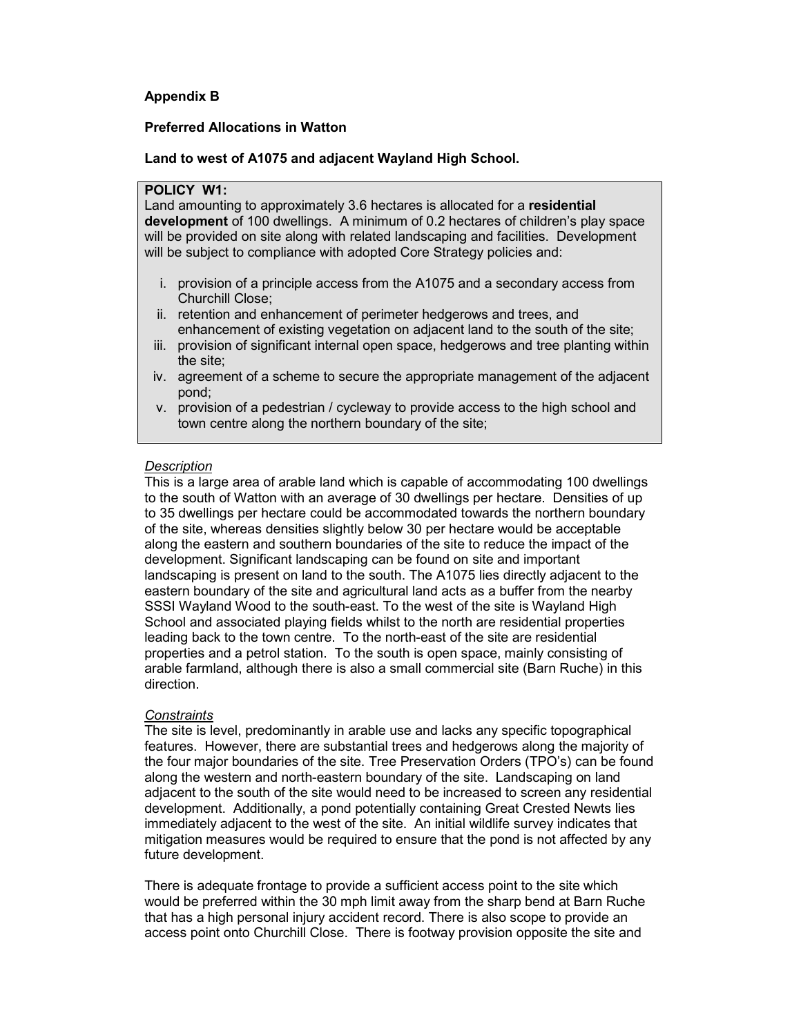**Appendix B**

**Preferred Allocations in Watton**

**Land to west of A1075 and adjacent Wayland High School.**

> **POLICY W1:**
> Land amounting to approximately 3.6 hectares is allocated for a **residential development** of 100 dwellings. A minimum of 0.2 hectares of children's play space will be provided on site along with related landscaping and facilities. Development will be subject to compliance with adopted Core Strategy policies and:
>
> i. provision of a principle access from the A1075 and a secondary access from Churchill Close;
> ii. retention and enhancement of perimeter hedgerows and trees, and enhancement of existing vegetation on adjacent land to the south of the site;
> iii. provision of significant internal open space, hedgerows and tree planting within the site;
> iv. agreement of a scheme to secure the appropriate management of the adjacent pond;
> v. provision of a pedestrian / cycleway to provide access to the high school and town centre along the northern boundary of the site;

*Description*

This is a large area of arable land which is capable of accommodating 100 dwellings to the south of Watton with an average of 30 dwellings per hectare. Densities of up to 35 dwellings per hectare could be accommodated towards the northern boundary of the site, whereas densities slightly below 30 per hectare would be acceptable along the eastern and southern boundaries of the site to reduce the impact of the development. Significant landscaping can be found on site and important landscaping is present on land to the south. The A1075 lies directly adjacent to the eastern boundary of the site and agricultural land acts as a buffer from the nearby SSSI Wayland Wood to the south-east. To the west of the site is Wayland High School and associated playing fields whilst to the north are residential properties leading back to the town centre. To the north-east of the site are residential properties and a petrol station. To the south is open space, mainly consisting of arable farmland, although there is also a small commercial site (Barn Ruche) in this direction.

*Constraints*

The site is level, predominantly in arable use and lacks any specific topographical features. However, there are substantial trees and hedgerows along the majority of the four major boundaries of the site. Tree Preservation Orders (TPO's) can be found along the western and north-eastern boundary of the site. Landscaping on land adjacent to the south of the site would need to be increased to screen any residential development. Additionally, a pond potentially containing Great Crested Newts lies immediately adjacent to the west of the site. An initial wildlife survey indicates that mitigation measures would be required to ensure that the pond is not affected by any future development.

There is adequate frontage to provide a sufficient access point to the site which would be preferred within the 30 mph limit away from the sharp bend at Barn Ruche that has a high personal injury accident record. There is also scope to provide an access point onto Churchill Close. There is footway provision opposite the site and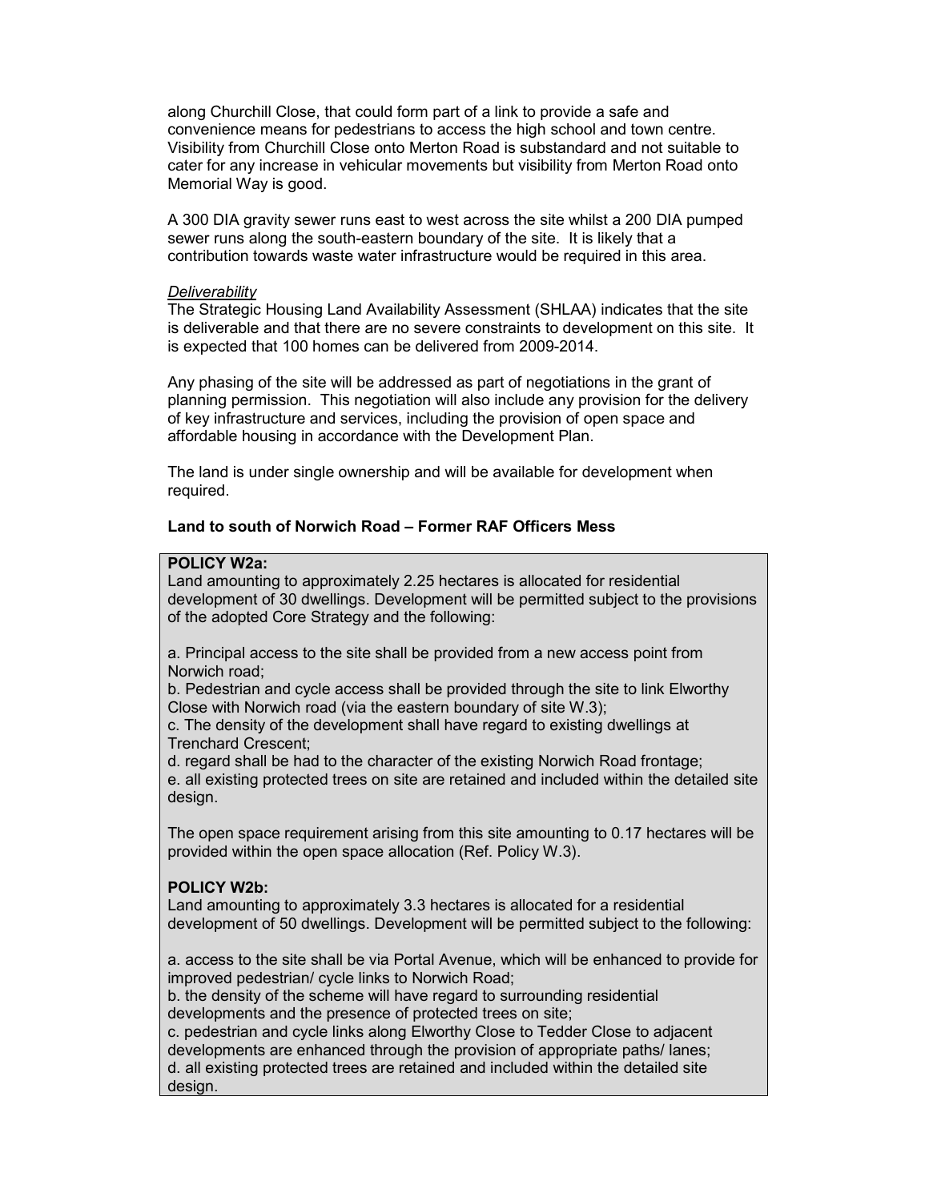along Churchill Close, that could form part of a link to provide a safe and convenience means for pedestrians to access the high school and town centre. Visibility from Churchill Close onto Merton Road is substandard and not suitable to cater for any increase in vehicular movements but visibility from Merton Road onto Memorial Way is good.

A 300 DIA gravity sewer runs east to west across the site whilst a 200 DIA pumped sewer runs along the south-eastern boundary of the site. It is likely that a contribution towards waste water infrastructure would be required in this area.

*Deliverability*
The Strategic Housing Land Availability Assessment (SHLAA) indicates that the site is deliverable and that there are no severe constraints to development on this site. It is expected that 100 homes can be delivered from 2009-2014.

Any phasing of the site will be addressed as part of negotiations in the grant of planning permission. This negotiation will also include any provision for the delivery of key infrastructure and services, including the provision of open space and affordable housing in accordance with the Development Plan.

The land is under single ownership and will be available for development when required.

**Land to south of Norwich Road – Former RAF Officers Mess**

**POLICY W2a:**
Land amounting to approximately 2.25 hectares is allocated for residential development of 30 dwellings. Development will be permitted subject to the provisions of the adopted Core Strategy and the following:

a. Principal access to the site shall be provided from a new access point from Norwich road;
b. Pedestrian and cycle access shall be provided through the site to link Elworthy Close with Norwich road (via the eastern boundary of site W.3);
c. The density of the development shall have regard to existing dwellings at Trenchard Crescent;
d. regard shall be had to the character of the existing Norwich Road frontage;
e. all existing protected trees on site are retained and included within the detailed site design.

The open space requirement arising from this site amounting to 0.17 hectares will be provided within the open space allocation (Ref. Policy W.3).

**POLICY W2b:**
Land amounting to approximately 3.3 hectares is allocated for a residential development of 50 dwellings. Development will be permitted subject to the following:

a. access to the site shall be via Portal Avenue, which will be enhanced to provide for improved pedestrian/ cycle links to Norwich Road;
b. the density of the scheme will have regard to surrounding residential developments and the presence of protected trees on site;
c. pedestrian and cycle links along Elworthy Close to Tedder Close to adjacent developments are enhanced through the provision of appropriate paths/ lanes;
d. all existing protected trees are retained and included within the detailed site design.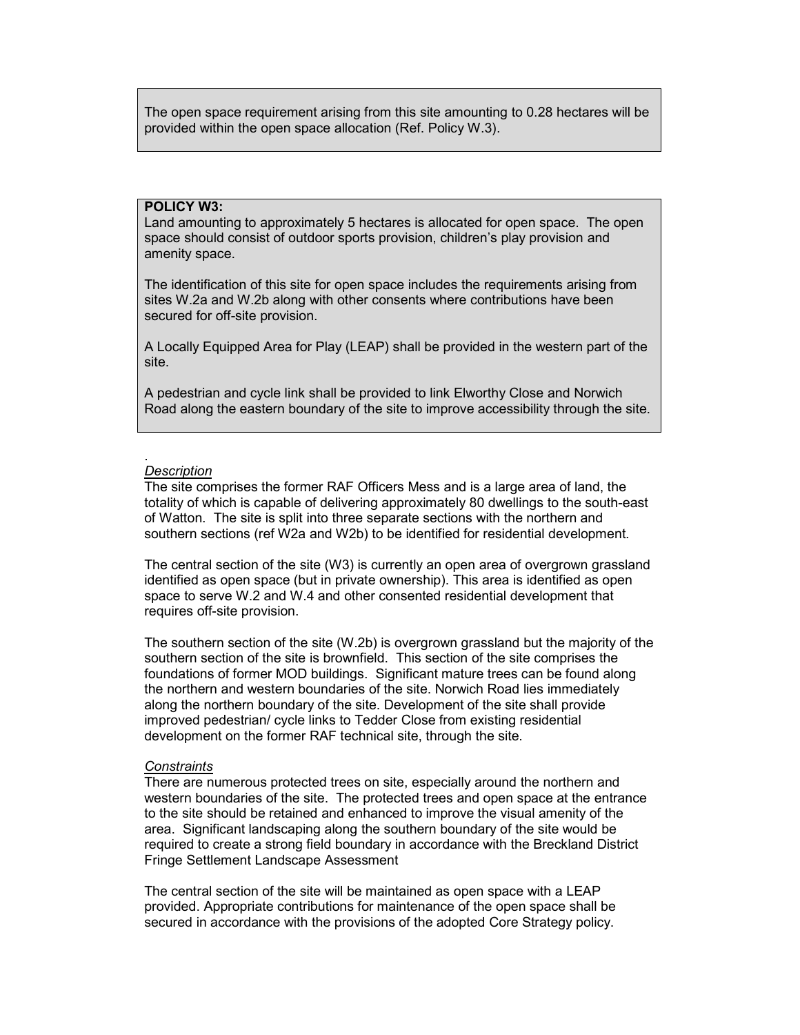The open space requirement arising from this site amounting to 0.28 hectares will be provided within the open space allocation (Ref. Policy W.3).

**POLICY W3:**

Land amounting to approximately 5 hectares is allocated for open space. The open space should consist of outdoor sports provision, children's play provision and amenity space.

The identification of this site for open space includes the requirements arising from sites W.2a and W.2b along with other consents where contributions have been secured for off-site provision.

A Locally Equipped Area for Play (LEAP) shall be provided in the western part of the site.

A pedestrian and cycle link shall be provided to link Elworthy Close and Norwich Road along the eastern boundary of the site to improve accessibility through the site.

.

*Description*

The site comprises the former RAF Officers Mess and is a large area of land, the totality of which is capable of delivering approximately 80 dwellings to the south-east of Watton. The site is split into three separate sections with the northern and southern sections (ref W2a and W2b) to be identified for residential development.

The central section of the site (W3) is currently an open area of overgrown grassland identified as open space (but in private ownership). This area is identified as open space to serve W.2 and W.4 and other consented residential development that requires off-site provision.

The southern section of the site (W.2b) is overgrown grassland but the majority of the southern section of the site is brownfield. This section of the site comprises the foundations of former MOD buildings. Significant mature trees can be found along the northern and western boundaries of the site. Norwich Road lies immediately along the northern boundary of the site. Development of the site shall provide improved pedestrian/ cycle links to Tedder Close from existing residential development on the former RAF technical site, through the site.

*Constraints*

There are numerous protected trees on site, especially around the northern and western boundaries of the site. The protected trees and open space at the entrance to the site should be retained and enhanced to improve the visual amenity of the area. Significant landscaping along the southern boundary of the site would be required to create a strong field boundary in accordance with the Breckland District Fringe Settlement Landscape Assessment

The central section of the site will be maintained as open space with a LEAP provided. Appropriate contributions for maintenance of the open space shall be secured in accordance with the provisions of the adopted Core Strategy policy.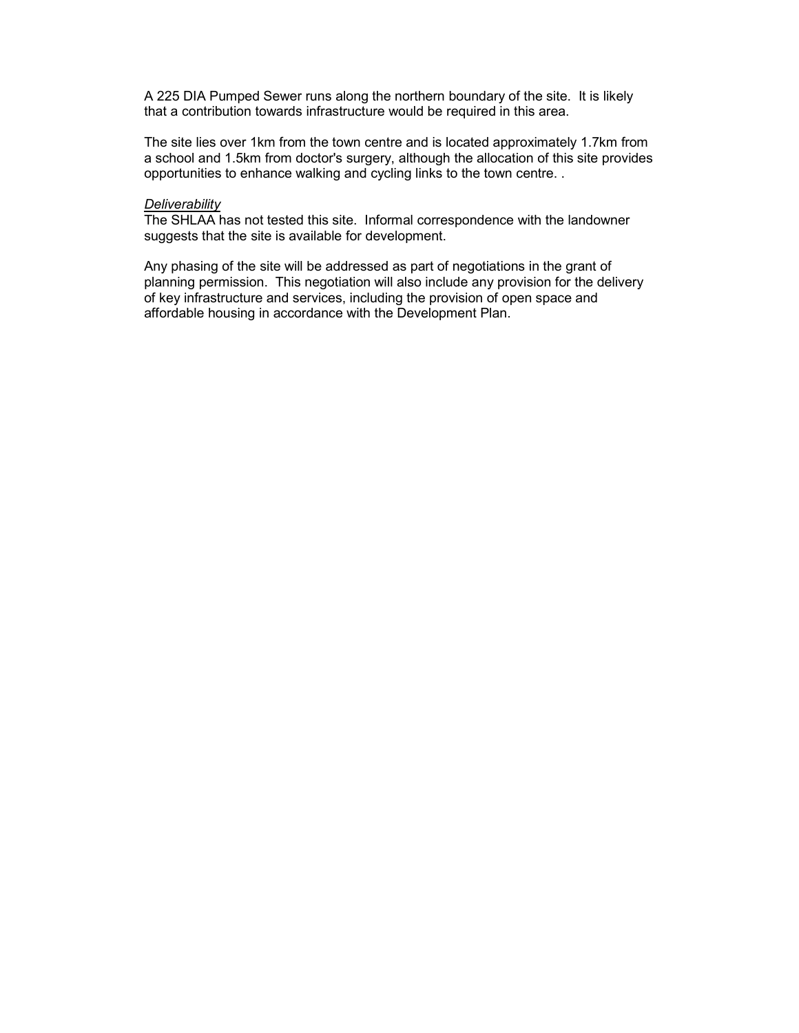A 225 DIA Pumped Sewer runs along the northern boundary of the site. It is likely that a contribution towards infrastructure would be required in this area.

The site lies over 1km from the town centre and is located approximately 1.7km from a school and 1.5km from doctor's surgery, although the allocation of this site provides opportunities to enhance walking and cycling links to the town centre. .

*Deliverability*

The SHLAA has not tested this site. Informal correspondence with the landowner suggests that the site is available for development.

Any phasing of the site will be addressed as part of negotiations in the grant of planning permission. This negotiation will also include any provision for the delivery of key infrastructure and services, including the provision of open space and affordable housing in accordance with the Development Plan.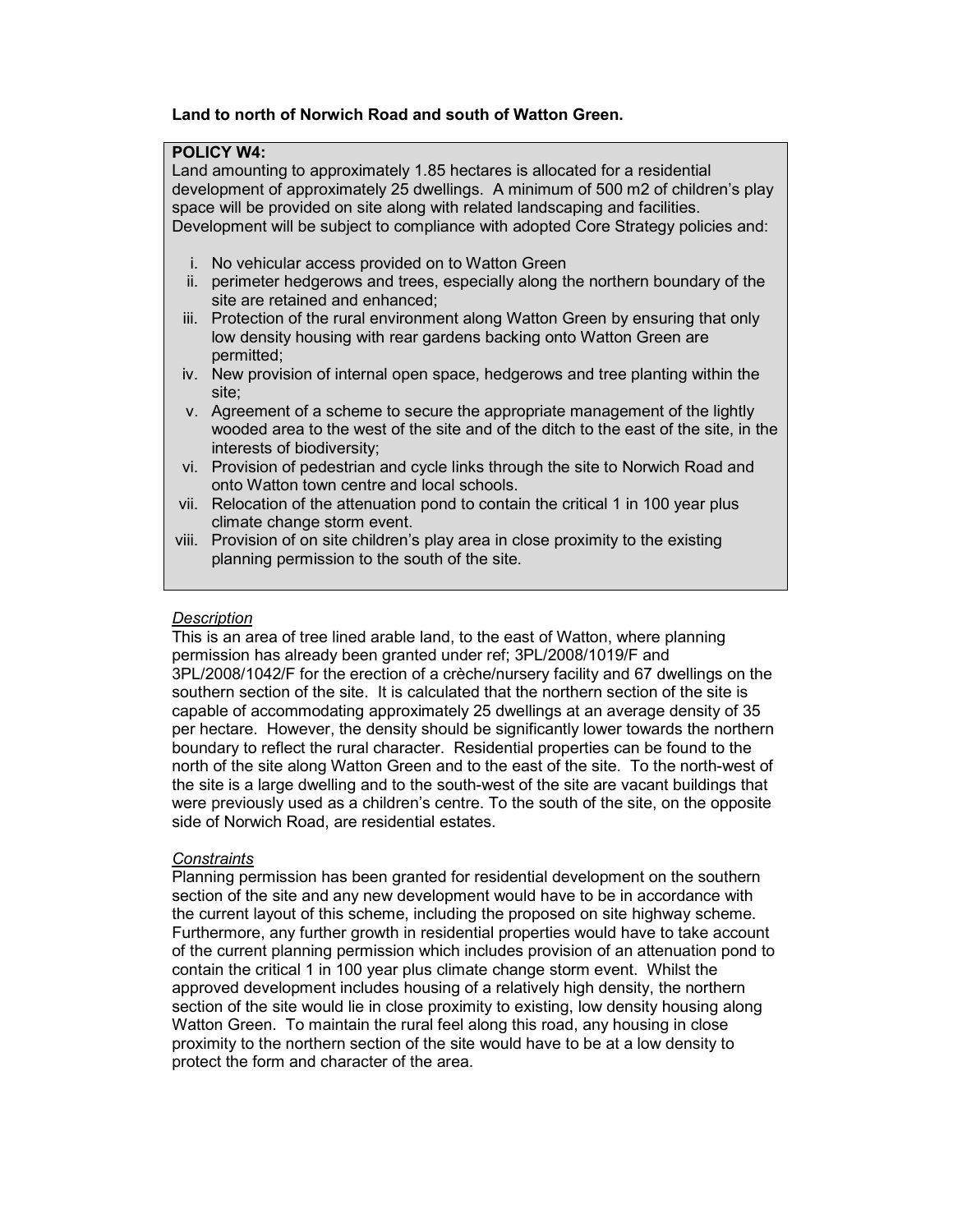**Land to north of Norwich Road and south of Watton Green.**

**POLICY W4:**

Land amounting to approximately 1.85 hectares is allocated for a residential development of approximately 25 dwellings. A minimum of 500 m2 of children's play space will be provided on site along with related landscaping and facilities. Development will be subject to compliance with adopted Core Strategy policies and:

i. No vehicular access provided on to Watton Green
ii. perimeter hedgerows and trees, especially along the northern boundary of the site are retained and enhanced;
iii. Protection of the rural environment along Watton Green by ensuring that only low density housing with rear gardens backing onto Watton Green are permitted;
iv. New provision of internal open space, hedgerows and tree planting within the site;
v. Agreement of a scheme to secure the appropriate management of the lightly wooded area to the west of the site and of the ditch to the east of the site, in the interests of biodiversity;
vi. Provision of pedestrian and cycle links through the site to Norwich Road and onto Watton town centre and local schools.
vii. Relocation of the attenuation pond to contain the critical 1 in 100 year plus climate change storm event.
viii. Provision of on site children's play area in close proximity to the existing planning permission to the south of the site.

*Description*

This is an area of tree lined arable land, to the east of Watton, where planning permission has already been granted under ref; 3PL/2008/1019/F and 3PL/2008/1042/F for the erection of a crèche/nursery facility and 67 dwellings on the southern section of the site. It is calculated that the northern section of the site is capable of accommodating approximately 25 dwellings at an average density of 35 per hectare. However, the density should be significantly lower towards the northern boundary to reflect the rural character. Residential properties can be found to the north of the site along Watton Green and to the east of the site. To the north-west of the site is a large dwelling and to the south-west of the site are vacant buildings that were previously used as a children's centre. To the south of the site, on the opposite side of Norwich Road, are residential estates.

*Constraints*

Planning permission has been granted for residential development on the southern section of the site and any new development would have to be in accordance with the current layout of this scheme, including the proposed on site highway scheme. Furthermore, any further growth in residential properties would have to take account of the current planning permission which includes provision of an attenuation pond to contain the critical 1 in 100 year plus climate change storm event. Whilst the approved development includes housing of a relatively high density, the northern section of the site would lie in close proximity to existing, low density housing along Watton Green. To maintain the rural feel along this road, any housing in close proximity to the northern section of the site would have to be at a low density to protect the form and character of the area.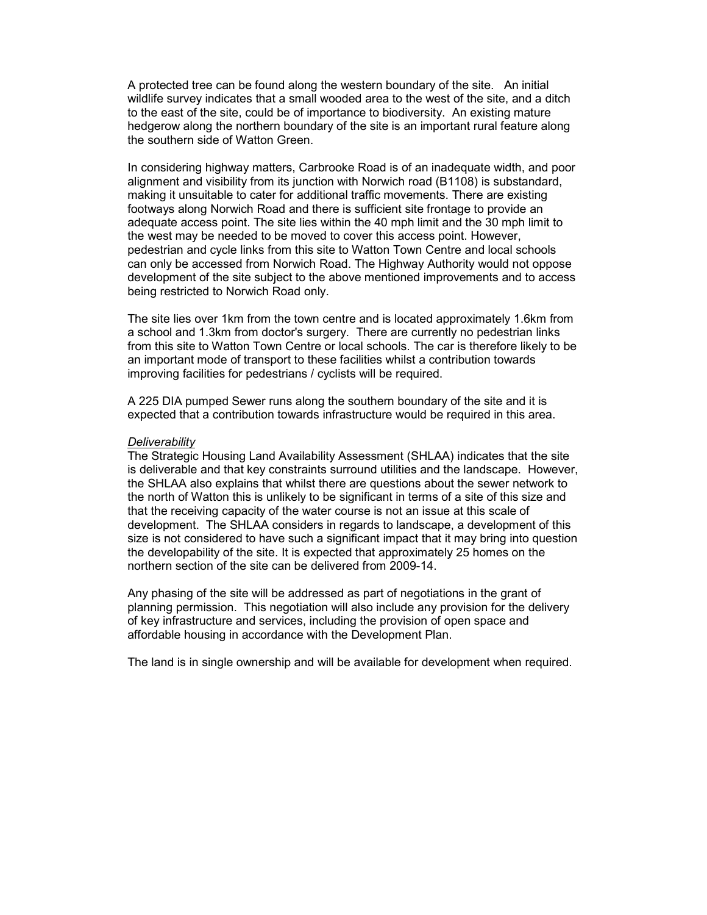A protected tree can be found along the western boundary of the site. An initial wildlife survey indicates that a small wooded area to the west of the site, and a ditch to the east of the site, could be of importance to biodiversity. An existing mature hedgerow along the northern boundary of the site is an important rural feature along the southern side of Watton Green.

In considering highway matters, Carbrooke Road is of an inadequate width, and poor alignment and visibility from its junction with Norwich road (B1108) is substandard, making it unsuitable to cater for additional traffic movements. There are existing footways along Norwich Road and there is sufficient site frontage to provide an adequate access point. The site lies within the 40 mph limit and the 30 mph limit to the west may be needed to be moved to cover this access point. However, pedestrian and cycle links from this site to Watton Town Centre and local schools can only be accessed from Norwich Road. The Highway Authority would not oppose development of the site subject to the above mentioned improvements and to access being restricted to Norwich Road only.

The site lies over 1km from the town centre and is located approximately 1.6km from a school and 1.3km from doctor's surgery. There are currently no pedestrian links from this site to Watton Town Centre or local schools. The car is therefore likely to be an important mode of transport to these facilities whilst a contribution towards improving facilities for pedestrians / cyclists will be required.

A 225 DIA pumped Sewer runs along the southern boundary of the site and it is expected that a contribution towards infrastructure would be required in this area.

*Deliverability*

The Strategic Housing Land Availability Assessment (SHLAA) indicates that the site is deliverable and that key constraints surround utilities and the landscape. However, the SHLAA also explains that whilst there are questions about the sewer network to the north of Watton this is unlikely to be significant in terms of a site of this size and that the receiving capacity of the water course is not an issue at this scale of development. The SHLAA considers in regards to landscape, a development of this size is not considered to have such a significant impact that it may bring into question the developability of the site. It is expected that approximately 25 homes on the northern section of the site can be delivered from 2009-14.

Any phasing of the site will be addressed as part of negotiations in the grant of planning permission. This negotiation will also include any provision for the delivery of key infrastructure and services, including the provision of open space and affordable housing in accordance with the Development Plan.

The land is in single ownership and will be available for development when required.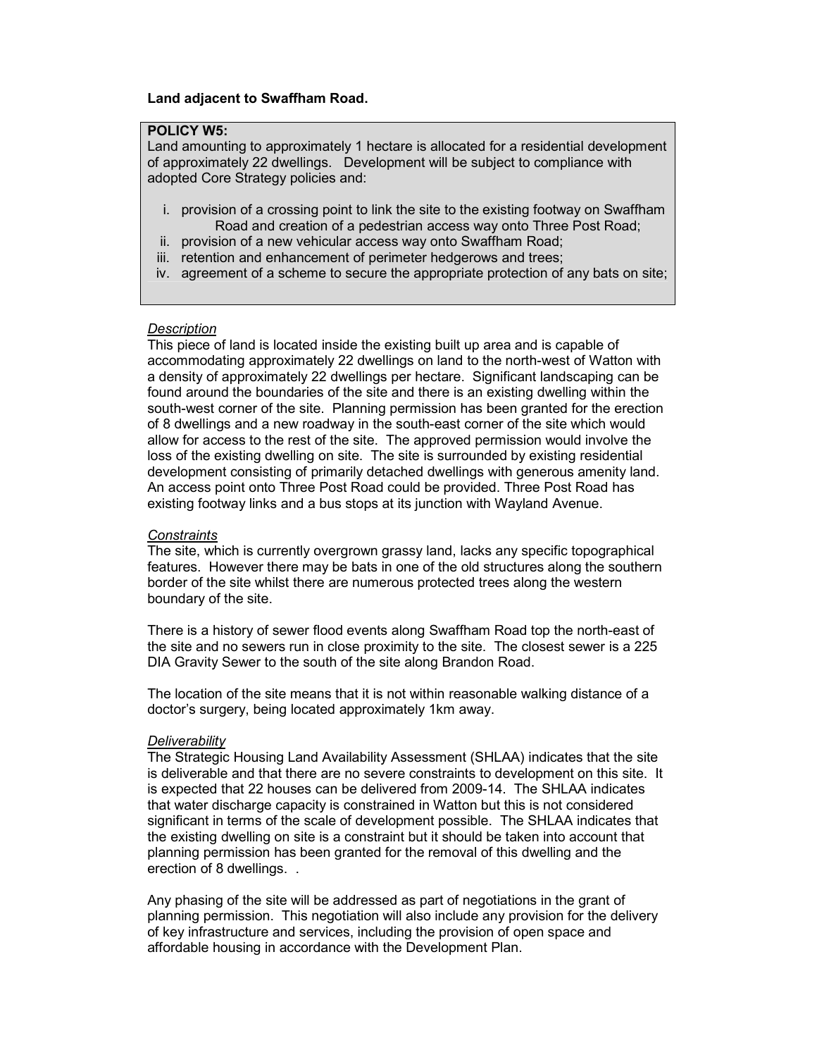**Land adjacent to Swaffham Road.**

**POLICY W5:**
Land amounting to approximately 1 hectare is allocated for a residential development of approximately 22 dwellings. Development will be subject to compliance with adopted Core Strategy policies and:

i. provision of a crossing point to link the site to the existing footway on Swaffham Road and creation of a pedestrian access way onto Three Post Road;
ii. provision of a new vehicular access way onto Swaffham Road;
iii. retention and enhancement of perimeter hedgerows and trees;
iv. agreement of a scheme to secure the appropriate protection of any bats on site;

*Description*
This piece of land is located inside the existing built up area and is capable of accommodating approximately 22 dwellings on land to the north-west of Watton with a density of approximately 22 dwellings per hectare. Significant landscaping can be found around the boundaries of the site and there is an existing dwelling within the south-west corner of the site. Planning permission has been granted for the erection of 8 dwellings and a new roadway in the south-east corner of the site which would allow for access to the rest of the site. The approved permission would involve the loss of the existing dwelling on site. The site is surrounded by existing residential development consisting of primarily detached dwellings with generous amenity land. An access point onto Three Post Road could be provided. Three Post Road has existing footway links and a bus stops at its junction with Wayland Avenue.

*Constraints*
The site, which is currently overgrown grassy land, lacks any specific topographical features. However there may be bats in one of the old structures along the southern border of the site whilst there are numerous protected trees along the western boundary of the site.

There is a history of sewer flood events along Swaffham Road top the north-east of the site and no sewers run in close proximity to the site. The closest sewer is a 225 DIA Gravity Sewer to the south of the site along Brandon Road.

The location of the site means that it is not within reasonable walking distance of a doctor's surgery, being located approximately 1km away.

*Deliverability*
The Strategic Housing Land Availability Assessment (SHLAA) indicates that the site is deliverable and that there are no severe constraints to development on this site. It is expected that 22 houses can be delivered from 2009-14. The SHLAA indicates that water discharge capacity is constrained in Watton but this is not considered significant in terms of the scale of development possible. The SHLAA indicates that the existing dwelling on site is a constraint but it should be taken into account that planning permission has been granted for the removal of this dwelling and the erection of 8 dwellings. .

Any phasing of the site will be addressed as part of negotiations in the grant of planning permission. This negotiation will also include any provision for the delivery of key infrastructure and services, including the provision of open space and affordable housing in accordance with the Development Plan.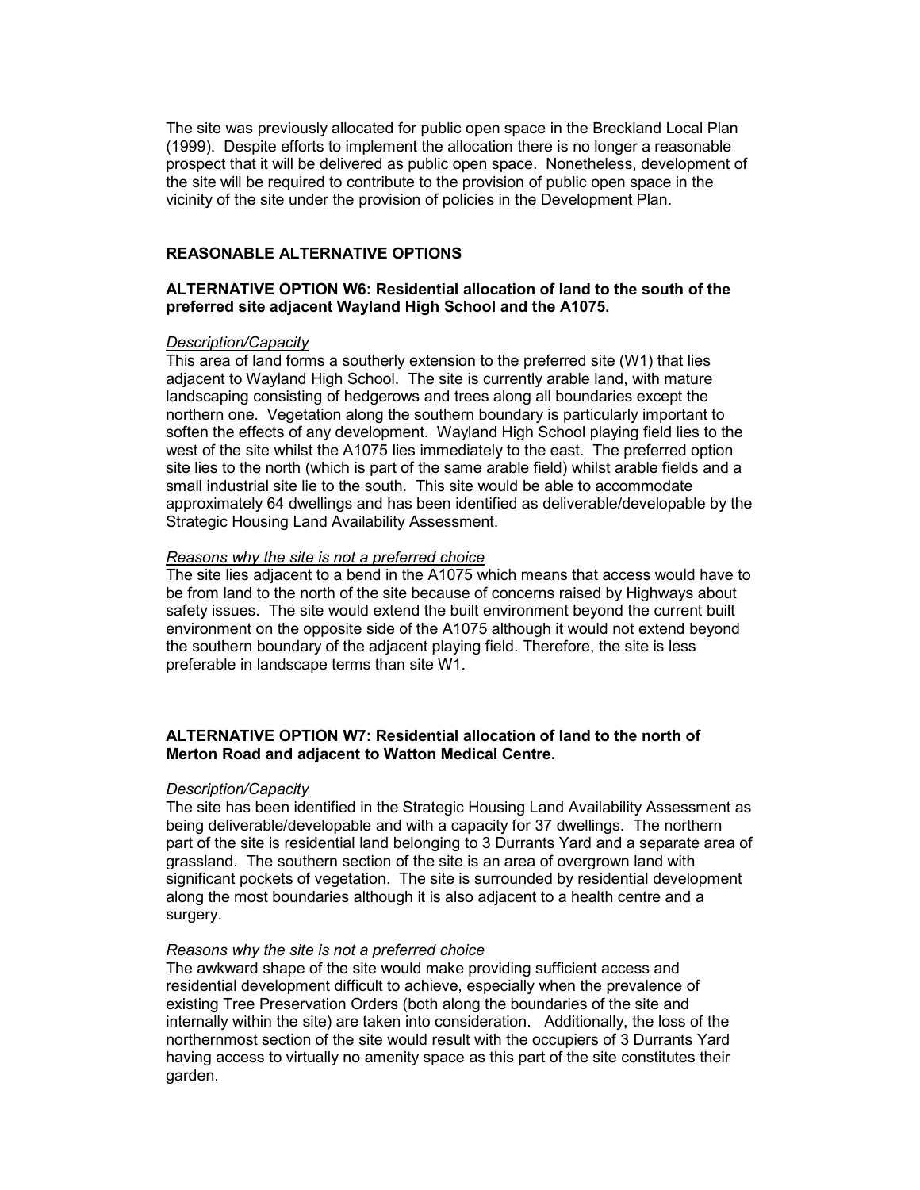The site was previously allocated for public open space in the Breckland Local Plan (1999). Despite efforts to implement the allocation there is no longer a reasonable prospect that it will be delivered as public open space. Nonetheless, development of the site will be required to contribute to the provision of public open space in the vicinity of the site under the provision of policies in the Development Plan.

## REASONABLE ALTERNATIVE OPTIONS

### ALTERNATIVE OPTION W6: Residential allocation of land to the south of the preferred site adjacent Wayland High School and the A1075.

*Description/Capacity*

This area of land forms a southerly extension to the preferred site (W1) that lies adjacent to Wayland High School. The site is currently arable land, with mature landscaping consisting of hedgerows and trees along all boundaries except the northern one. Vegetation along the southern boundary is particularly important to soften the effects of any development. Wayland High School playing field lies to the west of the site whilst the A1075 lies immediately to the east. The preferred option site lies to the north (which is part of the same arable field) whilst arable fields and a small industrial site lie to the south. This site would be able to accommodate approximately 64 dwellings and has been identified as deliverable/developable by the Strategic Housing Land Availability Assessment.

*Reasons why the site is not a preferred choice*

The site lies adjacent to a bend in the A1075 which means that access would have to be from land to the north of the site because of concerns raised by Highways about safety issues. The site would extend the built environment beyond the current built environment on the opposite side of the A1075 although it would not extend beyond the southern boundary of the adjacent playing field. Therefore, the site is less preferable in landscape terms than site W1.

### ALTERNATIVE OPTION W7: Residential allocation of land to the north of Merton Road and adjacent to Watton Medical Centre.

*Description/Capacity*

The site has been identified in the Strategic Housing Land Availability Assessment as being deliverable/developable and with a capacity for 37 dwellings. The northern part of the site is residential land belonging to 3 Durrants Yard and a separate area of grassland. The southern section of the site is an area of overgrown land with significant pockets of vegetation. The site is surrounded by residential development along the most boundaries although it is also adjacent to a health centre and a surgery.

*Reasons why the site is not a preferred choice*

The awkward shape of the site would make providing sufficient access and residential development difficult to achieve, especially when the prevalence of existing Tree Preservation Orders (both along the boundaries of the site and internally within the site) are taken into consideration. Additionally, the loss of the northernmost section of the site would result with the occupiers of 3 Durrants Yard having access to virtually no amenity space as this part of the site constitutes their garden.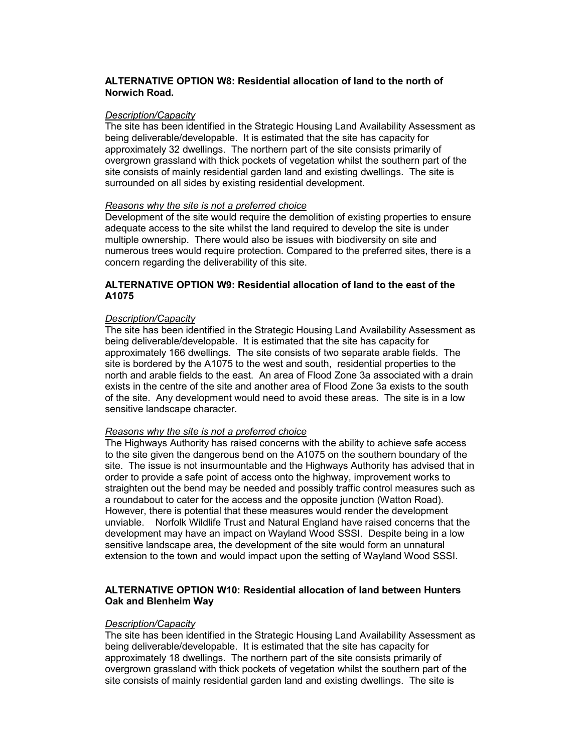**ALTERNATIVE OPTION W8: Residential allocation of land to the north of Norwich Road.**

*Description/Capacity*

The site has been identified in the Strategic Housing Land Availability Assessment as being deliverable/developable. It is estimated that the site has capacity for approximately 32 dwellings. The northern part of the site consists primarily of overgrown grassland with thick pockets of vegetation whilst the southern part of the site consists of mainly residential garden land and existing dwellings. The site is surrounded on all sides by existing residential development.

*Reasons why the site is not a preferred choice*

Development of the site would require the demolition of existing properties to ensure adequate access to the site whilst the land required to develop the site is under multiple ownership. There would also be issues with biodiversity on site and numerous trees would require protection. Compared to the preferred sites, there is a concern regarding the deliverability of this site.

**ALTERNATIVE OPTION W9: Residential allocation of land to the east of the A1075**

*Description/Capacity*

The site has been identified in the Strategic Housing Land Availability Assessment as being deliverable/developable. It is estimated that the site has capacity for approximately 166 dwellings. The site consists of two separate arable fields. The site is bordered by the A1075 to the west and south, residential properties to the north and arable fields to the east. An area of Flood Zone 3a associated with a drain exists in the centre of the site and another area of Flood Zone 3a exists to the south of the site. Any development would need to avoid these areas. The site is in a low sensitive landscape character.

*Reasons why the site is not a preferred choice*

The Highways Authority has raised concerns with the ability to achieve safe access to the site given the dangerous bend on the A1075 on the southern boundary of the site. The issue is not insurmountable and the Highways Authority has advised that in order to provide a safe point of access onto the highway, improvement works to straighten out the bend may be needed and possibly traffic control measures such as a roundabout to cater for the access and the opposite junction (Watton Road). However, there is potential that these measures would render the development unviable. Norfolk Wildlife Trust and Natural England have raised concerns that the development may have an impact on Wayland Wood SSSI. Despite being in a low sensitive landscape area, the development of the site would form an unnatural extension to the town and would impact upon the setting of Wayland Wood SSSI.

**ALTERNATIVE OPTION W10: Residential allocation of land between Hunters Oak and Blenheim Way**

*Description/Capacity*

The site has been identified in the Strategic Housing Land Availability Assessment as being deliverable/developable. It is estimated that the site has capacity for approximately 18 dwellings. The northern part of the site consists primarily of overgrown grassland with thick pockets of vegetation whilst the southern part of the site consists of mainly residential garden land and existing dwellings. The site is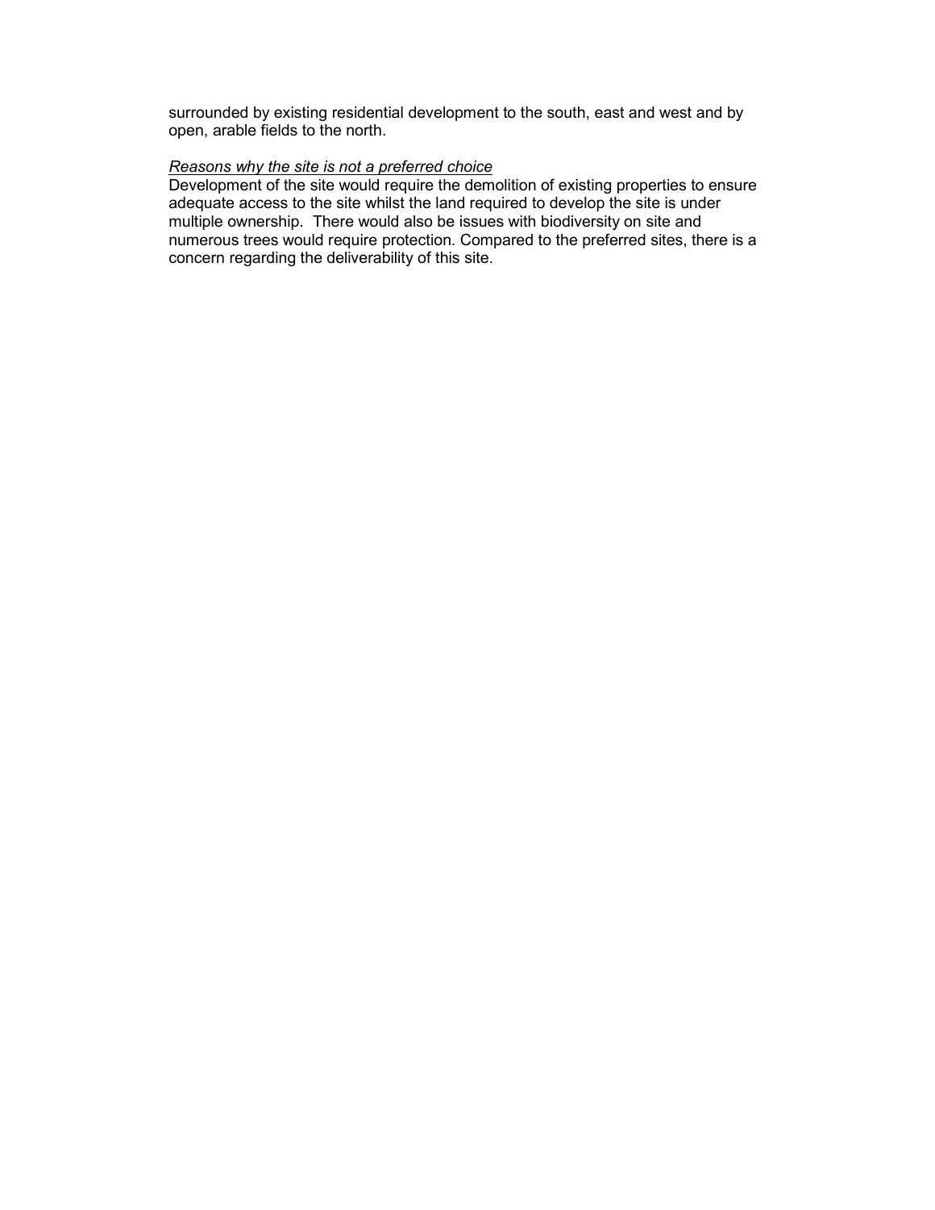surrounded by existing residential development to the south, east and west and by open, arable fields to the north.

*Reasons why the site is not a preferred choice*

Development of the site would require the demolition of existing properties to ensure adequate access to the site whilst the land required to develop the site is under multiple ownership. There would also be issues with biodiversity on site and numerous trees would require protection. Compared to the preferred sites, there is a concern regarding the deliverability of this site.